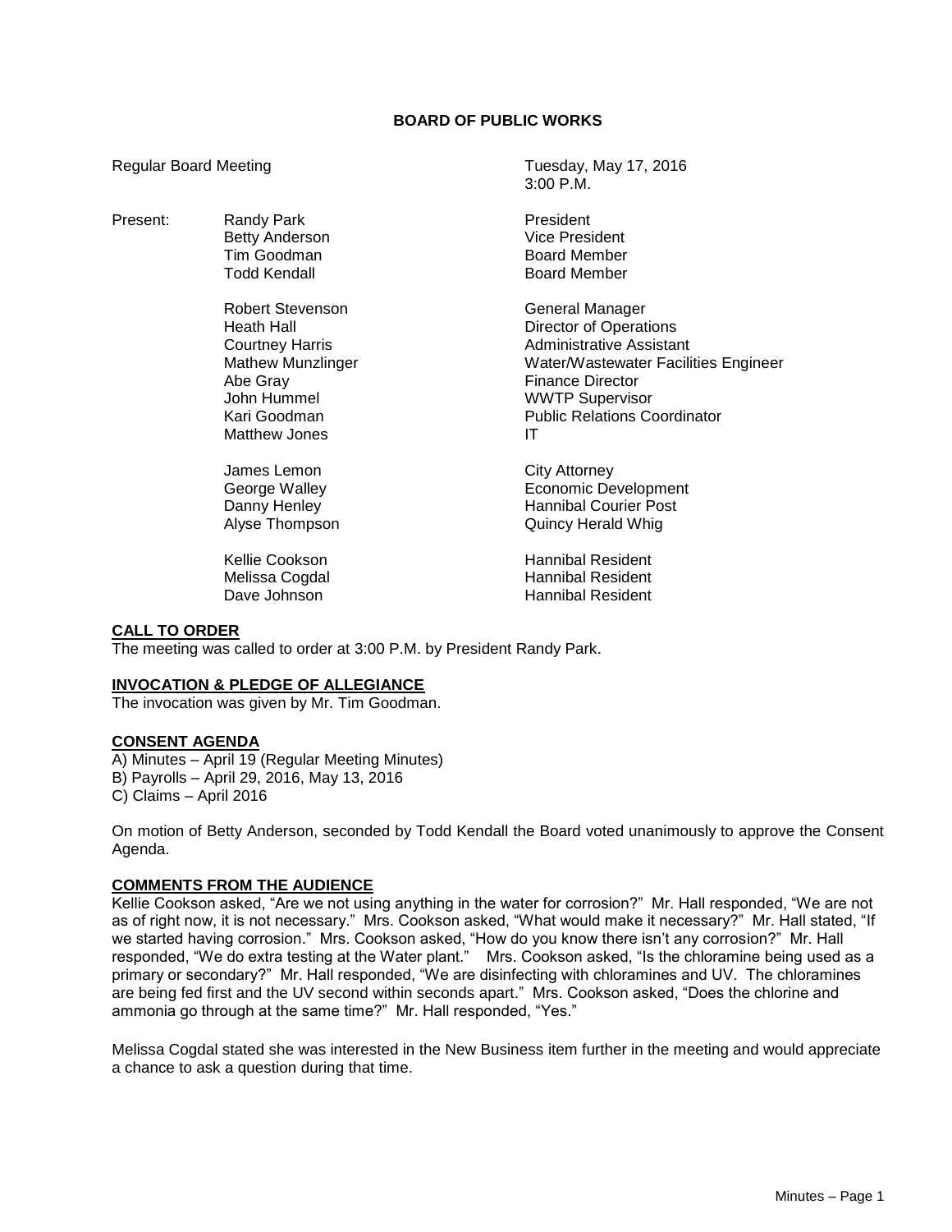# BOARD OF PUBLIC WORKS

Regular Board Meeting

Tuesday, May 17, 2016
3:00 P.M.

| Present: | | |
|---|---|---|
| | Randy Park | President |
| | Betty Anderson | Vice President |
| | Tim Goodman | Board Member |
| | Todd Kendall | Board Member |
| | | |
| | Robert Stevenson | General Manager |
| | Heath Hall | Director of Operations |
| | Courtney Harris | Administrative Assistant |
| | Mathew Munzlinger | Water/Wastewater Facilities Engineer |
| | Abe Gray | Finance Director |
| | John Hummel | WWTP Supervisor |
| | Kari Goodman | Public Relations Coordinator |
| | Matthew Jones | IT |
| | | |
| | James Lemon | City Attorney |
| | George Walley | Economic Development |
| | Danny Henley | Hannibal Courier Post |
| | Alyse Thompson | Quincy Herald Whig |
| | | |
| | Kellie Cookson | Hannibal Resident |
| | Melissa Cogdal | Hannibal Resident |
| | Dave Johnson | Hannibal Resident |

## CALL TO ORDER

The meeting was called to order at 3:00 P.M. by President Randy Park.

## INVOCATION & PLEDGE OF ALLEGIANCE

The invocation was given by Mr. Tim Goodman.

## CONSENT AGENDA

A) Minutes – April 19 (Regular Meeting Minutes)
B) Payrolls – April 29, 2016, May 13, 2016
C) Claims – April 2016

On motion of Betty Anderson, seconded by Todd Kendall the Board voted unanimously to approve the Consent Agenda.

## COMMENTS FROM THE AUDIENCE

Kellie Cookson asked, "Are we not using anything in the water for corrosion?" Mr. Hall responded, "We are not as of right now, it is not necessary." Mrs. Cookson asked, "What would make it necessary?" Mr. Hall stated, "If we started having corrosion." Mrs. Cookson asked, "How do you know there isn't any corrosion?" Mr. Hall responded, "We do extra testing at the Water plant." Mrs. Cookson asked, "Is the chloramine being used as a primary or secondary?" Mr. Hall responded, "We are disinfecting with chloramines and UV. The chloramines are being fed first and the UV second within seconds apart." Mrs. Cookson asked, "Does the chlorine and ammonia go through at the same time?" Mr. Hall responded, "Yes."

Melissa Cogdal stated she was interested in the New Business item further in the meeting and would appreciate a chance to ask a question during that time.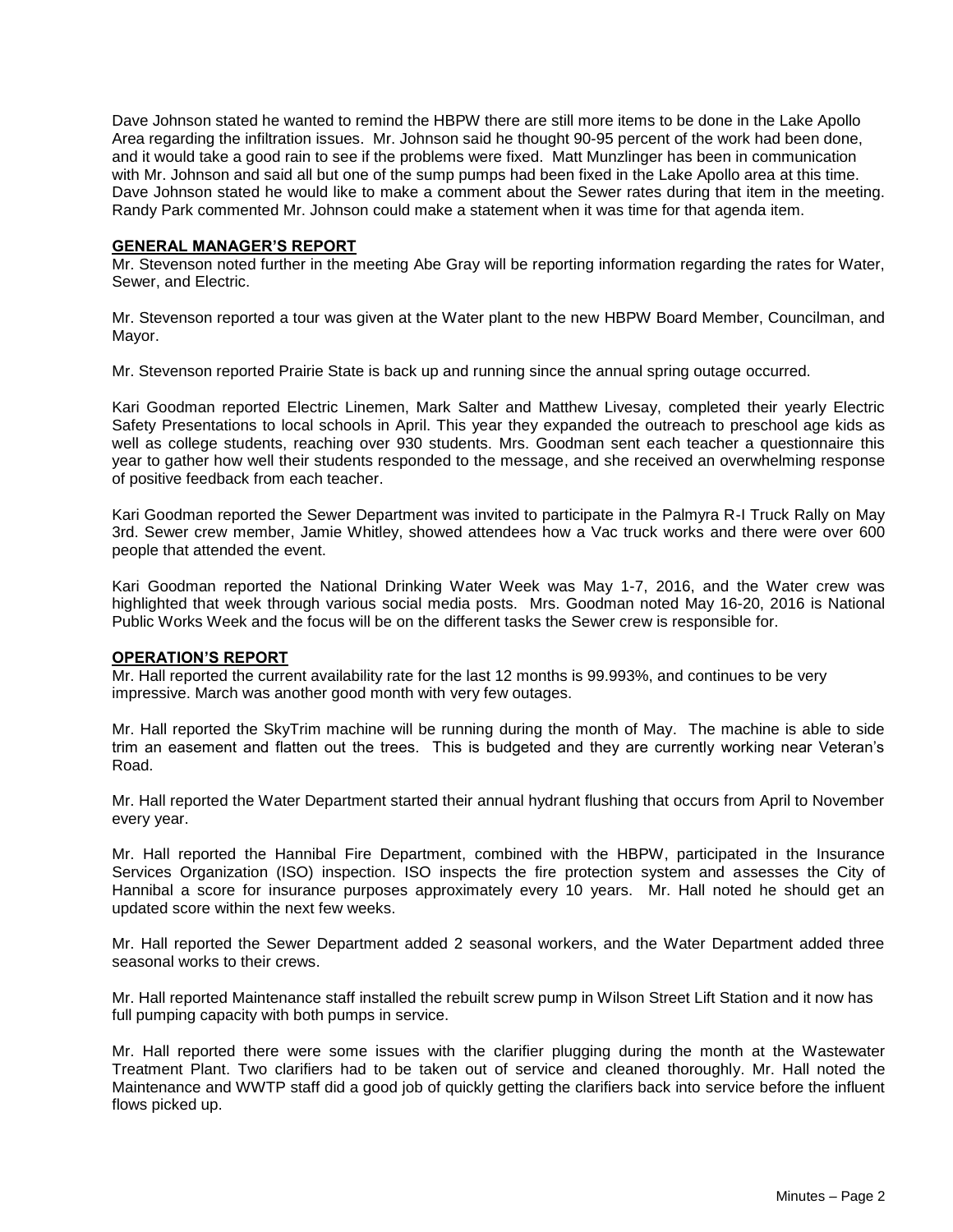Dave Johnson stated he wanted to remind the HBPW there are still more items to be done in the Lake Apollo Area regarding the infiltration issues. Mr. Johnson said he thought 90-95 percent of the work had been done, and it would take a good rain to see if the problems were fixed. Matt Munzlinger has been in communication with Mr. Johnson and said all but one of the sump pumps had been fixed in the Lake Apollo area at this time. Dave Johnson stated he would like to make a comment about the Sewer rates during that item in the meeting. Randy Park commented Mr. Johnson could make a statement when it was time for that agenda item.

**GENERAL MANAGER'S REPORT**

Mr. Stevenson noted further in the meeting Abe Gray will be reporting information regarding the rates for Water, Sewer, and Electric.

Mr. Stevenson reported a tour was given at the Water plant to the new HBPW Board Member, Councilman, and Mayor.

Mr. Stevenson reported Prairie State is back up and running since the annual spring outage occurred.

Kari Goodman reported Electric Linemen, Mark Salter and Matthew Livesay, completed their yearly Electric Safety Presentations to local schools in April. This year they expanded the outreach to preschool age kids as well as college students, reaching over 930 students. Mrs. Goodman sent each teacher a questionnaire this year to gather how well their students responded to the message, and she received an overwhelming response of positive feedback from each teacher.

Kari Goodman reported the Sewer Department was invited to participate in the Palmyra R-I Truck Rally on May 3rd. Sewer crew member, Jamie Whitley, showed attendees how a Vac truck works and there were over 600 people that attended the event.

Kari Goodman reported the National Drinking Water Week was May 1-7, 2016, and the Water crew was highlighted that week through various social media posts. Mrs. Goodman noted May 16-20, 2016 is National Public Works Week and the focus will be on the different tasks the Sewer crew is responsible for.

**OPERATION'S REPORT**

Mr. Hall reported the current availability rate for the last 12 months is 99.993%, and continues to be very impressive. March was another good month with very few outages.

Mr. Hall reported the SkyTrim machine will be running during the month of May. The machine is able to side trim an easement and flatten out the trees. This is budgeted and they are currently working near Veteran's Road.

Mr. Hall reported the Water Department started their annual hydrant flushing that occurs from April to November every year.

Mr. Hall reported the Hannibal Fire Department, combined with the HBPW, participated in the Insurance Services Organization (ISO) inspection. ISO inspects the fire protection system and assesses the City of Hannibal a score for insurance purposes approximately every 10 years. Mr. Hall noted he should get an updated score within the next few weeks.

Mr. Hall reported the Sewer Department added 2 seasonal workers, and the Water Department added three seasonal works to their crews.

Mr. Hall reported Maintenance staff installed the rebuilt screw pump in Wilson Street Lift Station and it now has full pumping capacity with both pumps in service.

Mr. Hall reported there were some issues with the clarifier plugging during the month at the Wastewater Treatment Plant. Two clarifiers had to be taken out of service and cleaned thoroughly. Mr. Hall noted the Maintenance and WWTP staff did a good job of quickly getting the clarifiers back into service before the influent flows picked up.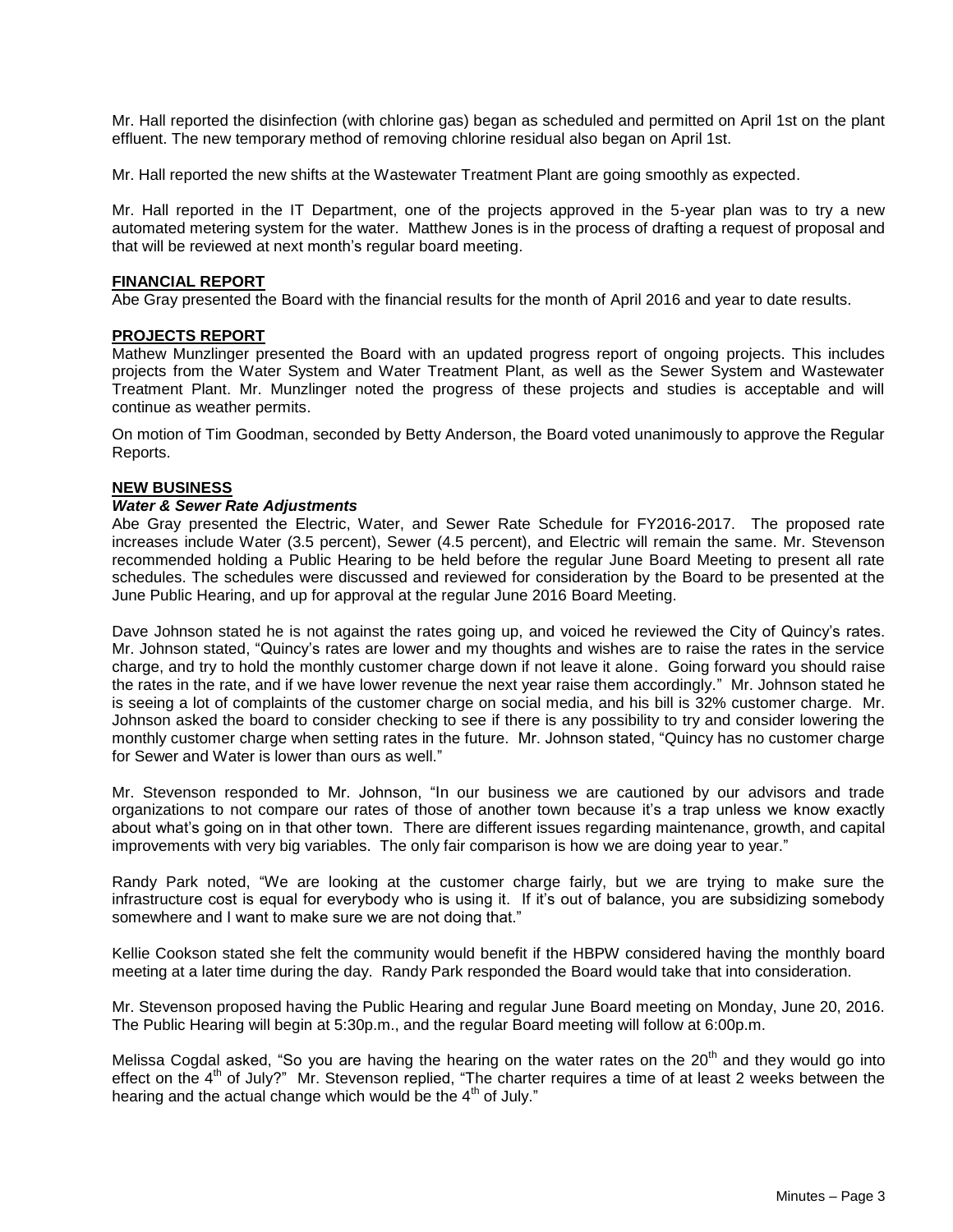Mr. Hall reported the disinfection (with chlorine gas) began as scheduled and permitted on April 1st on the plant effluent. The new temporary method of removing chlorine residual also began on April 1st.

Mr. Hall reported the new shifts at the Wastewater Treatment Plant are going smoothly as expected.

Mr. Hall reported in the IT Department, one of the projects approved in the 5-year plan was to try a new automated metering system for the water. Matthew Jones is in the process of drafting a request of proposal and that will be reviewed at next month's regular board meeting.

**FINANCIAL REPORT**

Abe Gray presented the Board with the financial results for the month of April 2016 and year to date results.

**PROJECTS REPORT**

Mathew Munzlinger presented the Board with an updated progress report of ongoing projects. This includes projects from the Water System and Water Treatment Plant, as well as the Sewer System and Wastewater Treatment Plant. Mr. Munzlinger noted the progress of these projects and studies is acceptable and will continue as weather permits.

On motion of Tim Goodman, seconded by Betty Anderson, the Board voted unanimously to approve the Regular Reports.

**NEW BUSINESS**

***Water & Sewer Rate Adjustments***

Abe Gray presented the Electric, Water, and Sewer Rate Schedule for FY2016-2017. The proposed rate increases include Water (3.5 percent), Sewer (4.5 percent), and Electric will remain the same. Mr. Stevenson recommended holding a Public Hearing to be held before the regular June Board Meeting to present all rate schedules. The schedules were discussed and reviewed for consideration by the Board to be presented at the June Public Hearing, and up for approval at the regular June 2016 Board Meeting.

Dave Johnson stated he is not against the rates going up, and voiced he reviewed the City of Quincy's rates. Mr. Johnson stated, "Quincy's rates are lower and my thoughts and wishes are to raise the rates in the service charge, and try to hold the monthly customer charge down if not leave it alone. Going forward you should raise the rates in the rate, and if we have lower revenue the next year raise them accordingly." Mr. Johnson stated he is seeing a lot of complaints of the customer charge on social media, and his bill is 32% customer charge. Mr. Johnson asked the board to consider checking to see if there is any possibility to try and consider lowering the monthly customer charge when setting rates in the future. Mr. Johnson stated, "Quincy has no customer charge for Sewer and Water is lower than ours as well."

Mr. Stevenson responded to Mr. Johnson, "In our business we are cautioned by our advisors and trade organizations to not compare our rates of those of another town because it's a trap unless we know exactly about what's going on in that other town. There are different issues regarding maintenance, growth, and capital improvements with very big variables. The only fair comparison is how we are doing year to year."

Randy Park noted, "We are looking at the customer charge fairly, but we are trying to make sure the infrastructure cost is equal for everybody who is using it. If it's out of balance, you are subsidizing somebody somewhere and I want to make sure we are not doing that."

Kellie Cookson stated she felt the community would benefit if the HBPW considered having the monthly board meeting at a later time during the day. Randy Park responded the Board would take that into consideration.

Mr. Stevenson proposed having the Public Hearing and regular June Board meeting on Monday, June 20, 2016. The Public Hearing will begin at 5:30p.m., and the regular Board meeting will follow at 6:00p.m.

Melissa Cogdal asked, "So you are having the hearing on the water rates on the 20th and they would go into effect on the 4th of July?" Mr. Stevenson replied, "The charter requires a time of at least 2 weeks between the hearing and the actual change which would be the 4th of July."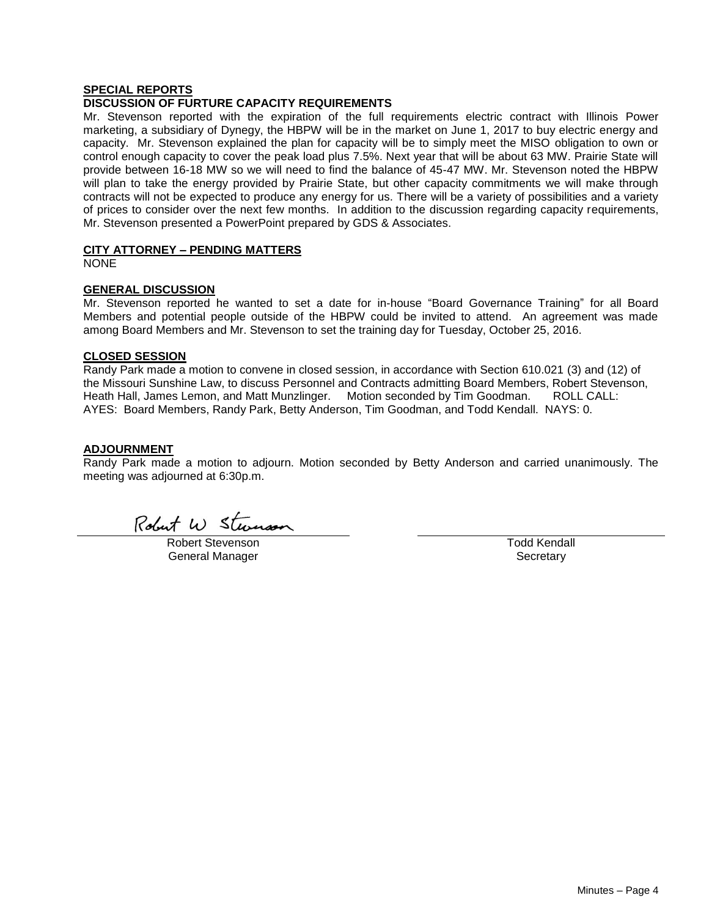**SPECIAL REPORTS**

**DISCUSSION OF FURTURE CAPACITY REQUIREMENTS**

Mr. Stevenson reported with the expiration of the full requirements electric contract with Illinois Power marketing, a subsidiary of Dynegy, the HBPW will be in the market on June 1, 2017 to buy electric energy and capacity. Mr. Stevenson explained the plan for capacity will be to simply meet the MISO obligation to own or control enough capacity to cover the peak load plus 7.5%. Next year that will be about 63 MW. Prairie State will provide between 16-18 MW so we will need to find the balance of 45-47 MW. Mr. Stevenson noted the HBPW will plan to take the energy provided by Prairie State, but other capacity commitments we will make through contracts will not be expected to produce any energy for us. There will be a variety of possibilities and a variety of prices to consider over the next few months. In addition to the discussion regarding capacity requirements, Mr. Stevenson presented a PowerPoint prepared by GDS & Associates.

**CITY ATTORNEY – PENDING MATTERS**

NONE

**GENERAL DISCUSSION**

Mr. Stevenson reported he wanted to set a date for in-house "Board Governance Training" for all Board Members and potential people outside of the HBPW could be invited to attend. An agreement was made among Board Members and Mr. Stevenson to set the training day for Tuesday, October 25, 2016.

**CLOSED SESSION**

Randy Park made a motion to convene in closed session, in accordance with Section 610.021 (3) and (12) of the Missouri Sunshine Law, to discuss Personnel and Contracts admitting Board Members, Robert Stevenson, Heath Hall, James Lemon, and Matt Munzlinger. Motion seconded by Tim Goodman. ROLL CALL: AYES: Board Members, Randy Park, Betty Anderson, Tim Goodman, and Todd Kendall. NAYS: 0.

**ADJOURNMENT**

Randy Park made a motion to adjourn. Motion seconded by Betty Anderson and carried unanimously. The meeting was adjourned at 6:30p.m.

Robert W Stevenson

Robert Stevenson
General Manager

Todd Kendall
Secretary